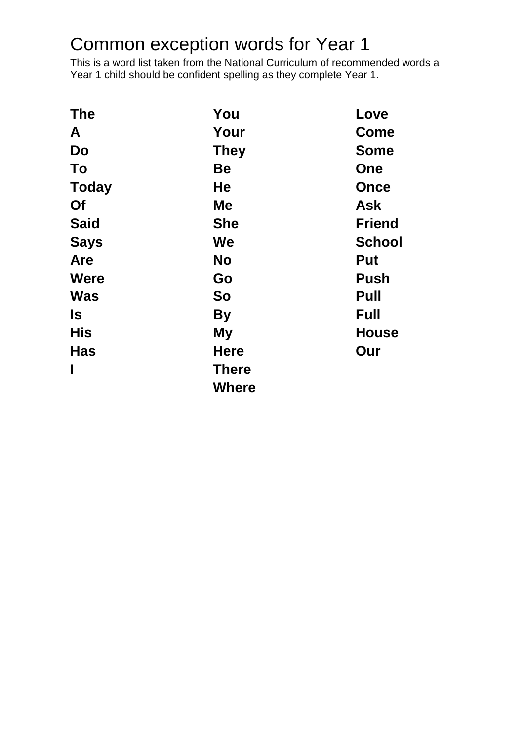# Common exception words for Year 1

This is a word list taken from the National Curriculum of recommended words a Year 1 child should be confident spelling as they complete Year 1.

**The**
**A**
**Do**
**To**
**Today**
**Of**
**Said**
**Says**
**Are**
**Were**
**Was**
**Is**
**His**
**Has**
**I**

**You**
**Your**
**They**
**Be**
**He**
**Me**
**She**
**We**
**No**
**Go**
**So**
**By**
**My**
**Here**
**There**
**Where**

**Love**
**Come**
**Some**
**One**
**Once**
**Ask**
**Friend**
**School**
**Put**
**Push**
**Pull**
**Full**
**House**
**Our**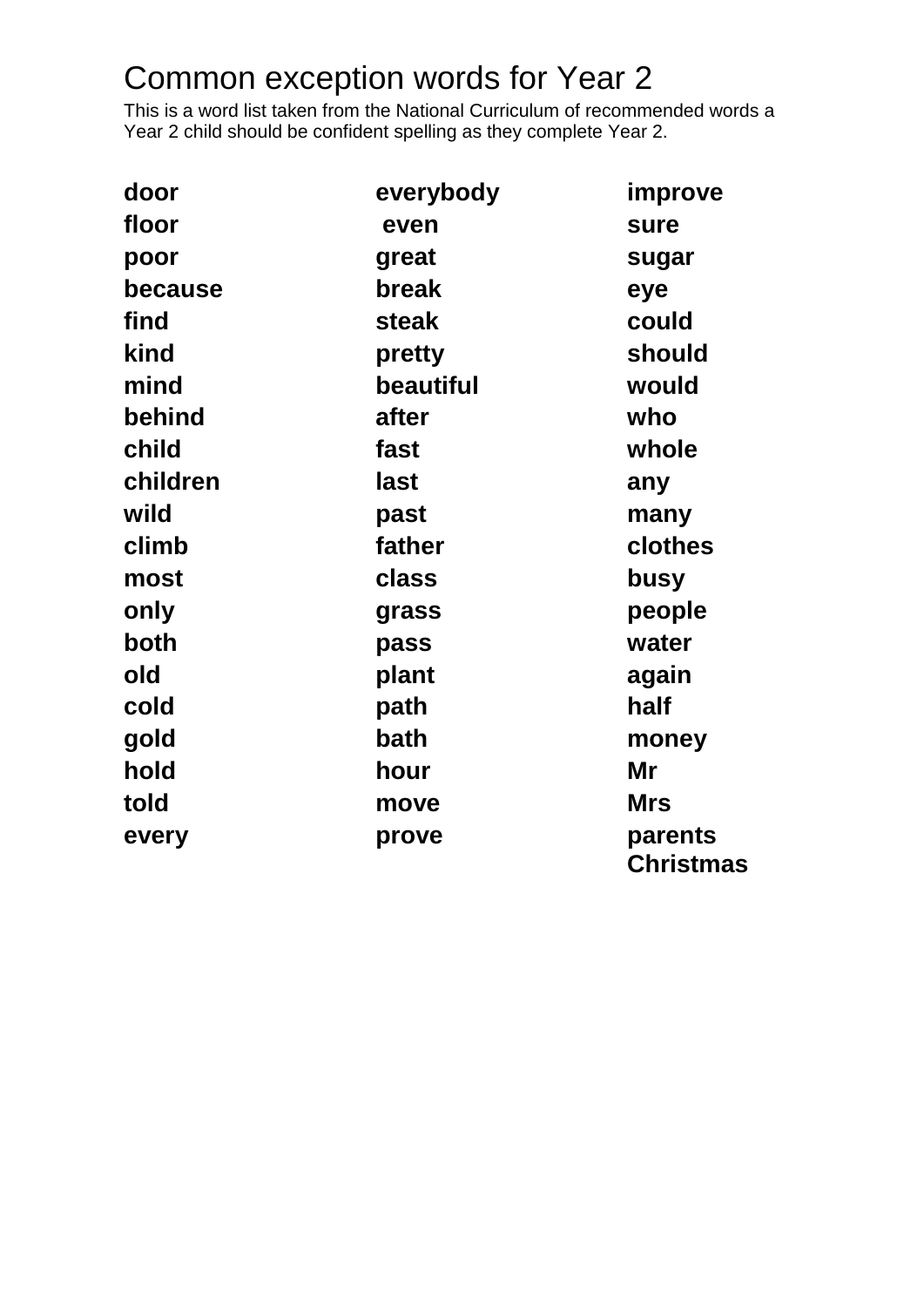# Common exception words for Year 2

This is a word list taken from the National Curriculum of recommended words a Year 2 child should be confident spelling as they complete Year 2.

**door**
**floor**
**poor**
**because**
**find**
**kind**
**mind**
**behind**
**child**
**children**
**wild**
**climb**
**most**
**only**
**both**
**old**
**cold**
**gold**
**hold**
**told**
**every**

**everybody**
**even**
**great**
**break**
**steak**
**pretty**
**beautiful**
**after**
**fast**
**last**
**past**
**father**
**class**
**grass**
**pass**
**plant**
**path**
**bath**
**hour**
**move**
**prove**

**improve**
**sure**
**sugar**
**eye**
**could**
**should**
**would**
**who**
**whole**
**any**
**many**
**clothes**
**busy**
**people**
**water**
**again**
**half**
**money**
**Mr**
**Mrs**
**parents**
**Christmas**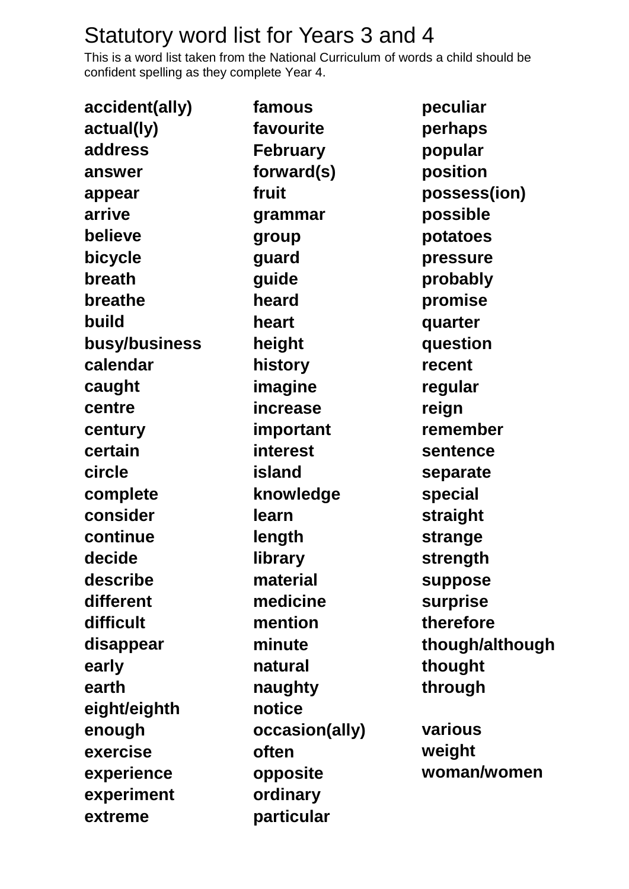# Statutory word list for Years 3 and 4

This is a word list taken from the National Curriculum of words a child should be confident spelling as they complete Year 4.

**accident(ally)**
**actual(ly)**
**address**
**answer**
**appear**
**arrive**
**believe**
**bicycle**
**breath**
**breathe**
**build**
**busy/business**
**calendar**
**caught**
**centre**
**century**
**certain**
**circle**
**complete**
**consider**
**continue**
**decide**
**describe**
**different**
**difficult**
**disappear**
**early**
**earth**
**eight/eighth**
**enough**
**exercise**
**experience**
**experiment**
**extreme**
**famous**
**favourite**
**February**
**forward(s)**
**fruit**
**grammar**
**group**
**guard**
**guide**
**heard**
**heart**
**height**
**history**
**imagine**
**increase**
**important**
**interest**
**island**
**knowledge**
**learn**
**length**
**library**
**material**
**medicine**
**mention**
**minute**
**natural**
**naughty**
**notice**
**occasion(ally)**
**often**
**opposite**
**ordinary**
**particular**
**peculiar**
**perhaps**
**popular**
**position**
**possess(ion)**
**possible**
**potatoes**
**pressure**
**probably**
**promise**
**quarter**
**question**
**recent**
**regular**
**reign**
**remember**
**sentence**
**separate**
**special**
**straight**
**strange**
**strength**
**suppose**
**surprise**
**therefore**
**though/although**
**thought**
**through**
**various**
**weight**
**woman/women**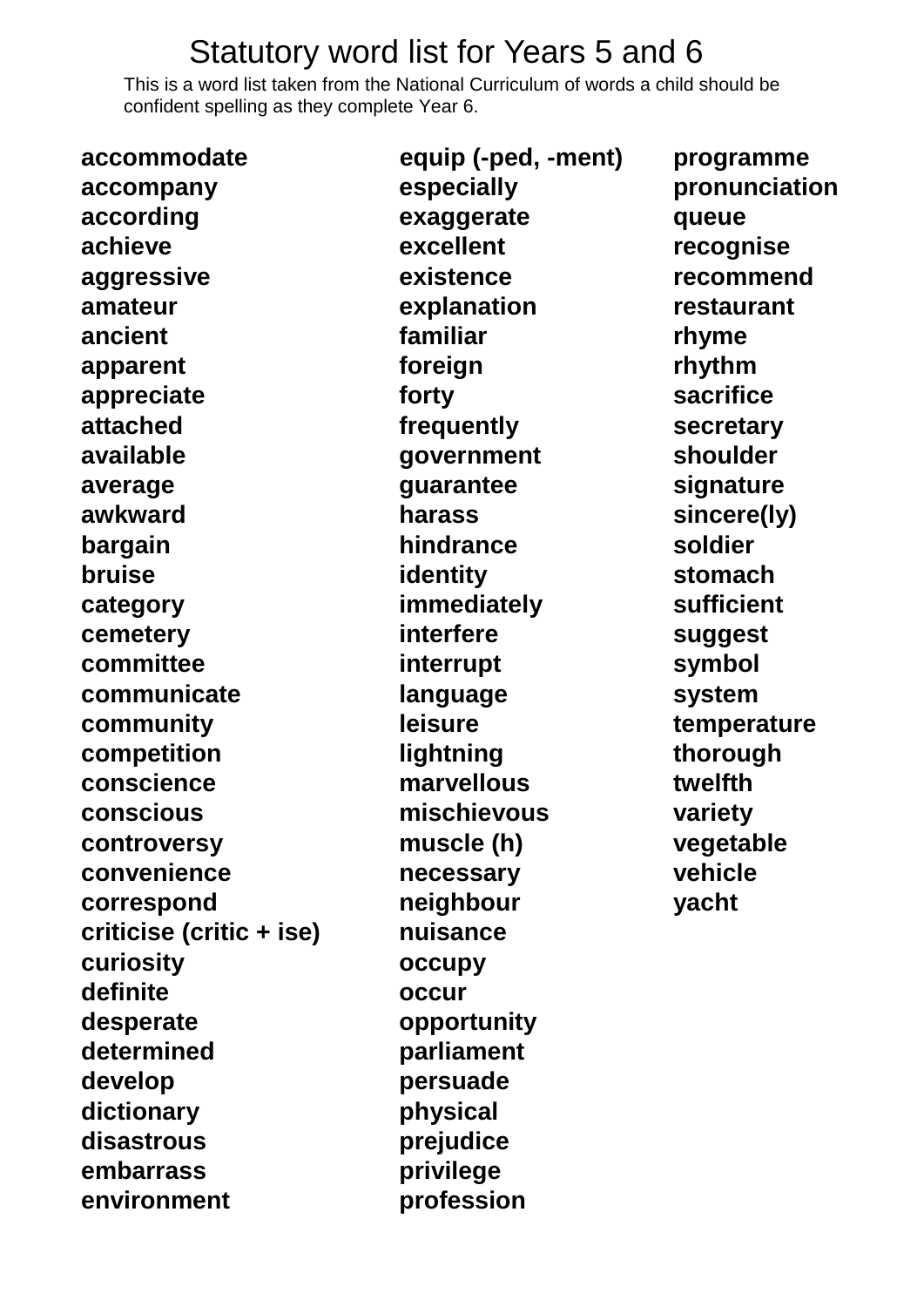# Statutory word list for Years 5 and 6

This is a word list taken from the National Curriculum of words a child should be confident spelling as they complete Year 6.

**accommodate**
**accompany**
**according**
**achieve**
**aggressive**
**amateur**
**ancient**
**apparent**
**appreciate**
**attached**
**available**
**average**
**awkward**
**bargain**
**bruise**
**category**
**cemetery**
**committee**
**communicate**
**community**
**competition**
**conscience**
**conscious**
**controversy**
**convenience**
**correspond**
**criticise (critic + ise)**
**curiosity**
**definite**
**desperate**
**determined**
**develop**
**dictionary**
**disastrous**
**embarrass**
**environment**
**equip (-ped, -ment)**
**especially**
**exaggerate**
**excellent**
**existence**
**explanation**
**familiar**
**foreign**
**forty**
**frequently**
**government**
**guarantee**
**harass**
**hindrance**
**identity**
**immediately**
**interfere**
**interrupt**
**language**
**leisure**
**lightning**
**marvellous**
**mischievous**
**muscle (h)**
**necessary**
**neighbour**
**nuisance**
**occupy**
**occur**
**opportunity**
**parliament**
**persuade**
**physical**
**prejudice**
**privilege**
**profession**
**programme**
**pronunciation**
**queue**
**recognise**
**recommend**
**restaurant**
**rhyme**
**rhythm**
**sacrifice**
**secretary**
**shoulder**
**signature**
**sincere(ly)**
**soldier**
**stomach**
**sufficient**
**suggest**
**symbol**
**system**
**temperature**
**thorough**
**twelfth**
**variety**
**vegetable**
**vehicle**
**yacht**